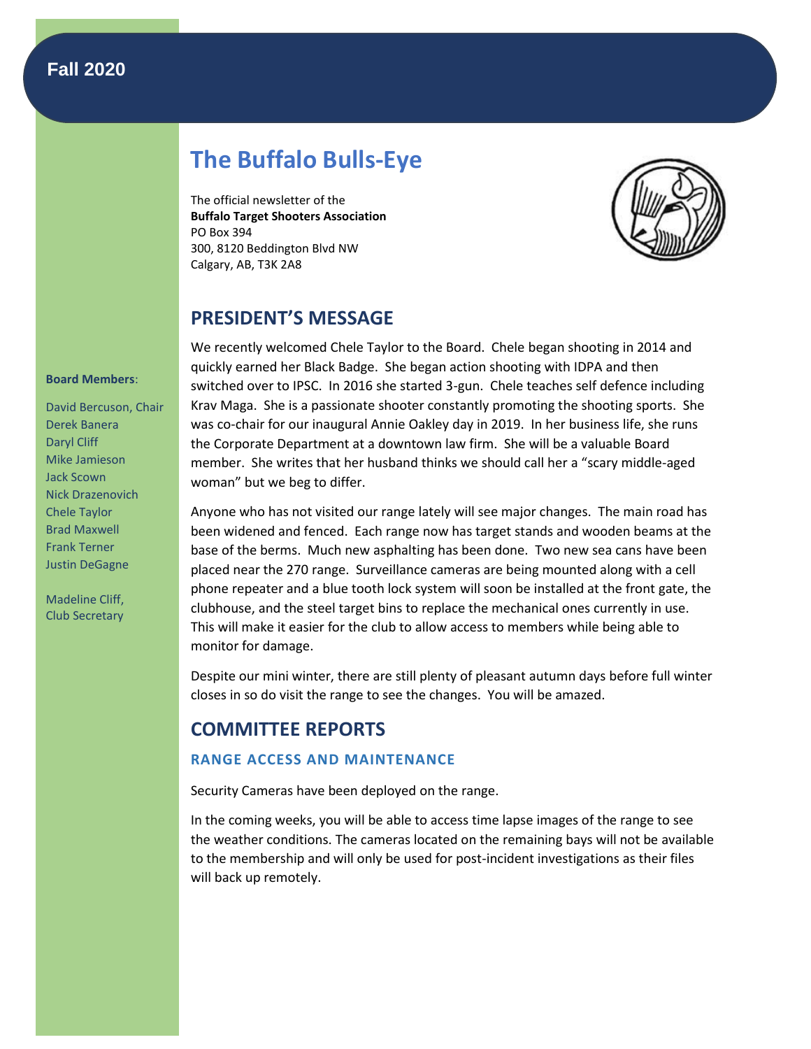Fall 2020

# The Buffalo Bulls-Eye

The official newsletter of the
**Buffalo Target Shooters Association**
PO Box 394
300, 8120 Beddington Blvd NW
Calgary, AB, T3K 2A8

**Board Members**:

David Bercuson, Chair
Derek Banera
Daryl Cliff
Mike Jamieson
Jack Scown
Nick Drazenovich
Chele Taylor
Brad Maxwell
Frank Terner
Justin DeGagne

Madeline Cliff,
Club Secretary

## PRESIDENT'S MESSAGE

We recently welcomed Chele Taylor to the Board. Chele began shooting in 2014 and quickly earned her Black Badge. She began action shooting with IDPA and then switched over to IPSC. In 2016 she started 3-gun. Chele teaches self defence including Krav Maga. She is a passionate shooter constantly promoting the shooting sports. She was co-chair for our inaugural Annie Oakley day in 2019. In her business life, she runs the Corporate Department at a downtown law firm. She will be a valuable Board member. She writes that her husband thinks we should call her a "scary middle-aged woman" but we beg to differ.

Anyone who has not visited our range lately will see major changes. The main road has been widened and fenced. Each range now has target stands and wooden beams at the base of the berms. Much new asphalting has been done. Two new sea cans have been placed near the 270 range. Surveillance cameras are being mounted along with a cell phone repeater and a blue tooth lock system will soon be installed at the front gate, the clubhouse, and the steel target bins to replace the mechanical ones currently in use. This will make it easier for the club to allow access to members while being able to monitor for damage.

Despite our mini winter, there are still plenty of pleasant autumn days before full winter closes in so do visit the range to see the changes. You will be amazed.

## COMMITTEE REPORTS

### RANGE ACCESS AND MAINTENANCE

Security Cameras have been deployed on the range.

In the coming weeks, you will be able to access time lapse images of the range to see the weather conditions. The cameras located on the remaining bays will not be available to the membership and will only be used for post-incident investigations as their files will back up remotely.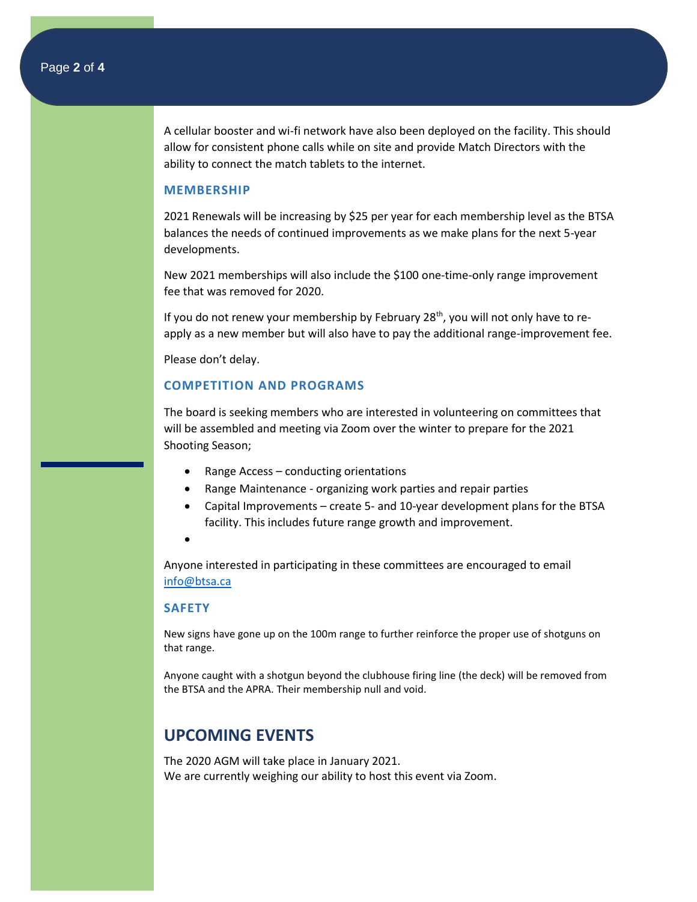A cellular booster and wi-fi network have also been deployed on the facility. This should allow for consistent phone calls while on site and provide Match Directors with the ability to connect the match tablets to the internet.

### MEMBERSHIP

2021 Renewals will be increasing by $25 per year for each membership level as the BTSA balances the needs of continued improvements as we make plans for the next 5-year developments.

New 2021 memberships will also include the $100 one-time-only range improvement fee that was removed for 2020.

If you do not renew your membership by February 28th, you will not only have to re-apply as a new member but will also have to pay the additional range-improvement fee.

Please don't delay.

### COMPETITION AND PROGRAMS

The board is seeking members who are interested in volunteering on committees that will be assembled and meeting via Zoom over the winter to prepare for the 2021 Shooting Season;

- Range Access – conducting orientations
- Range Maintenance - organizing work parties and repair parties
- Capital Improvements – create 5- and 10-year development plans for the BTSA facility. This includes future range growth and improvement.

Anyone interested in participating in these committees are encouraged to email info@btsa.ca

### SAFETY

New signs have gone up on the 100m range to further reinforce the proper use of shotguns on that range.

Anyone caught with a shotgun beyond the clubhouse firing line (the deck) will be removed from the BTSA and the APRA. Their membership null and void.

## UPCOMING EVENTS

The 2020 AGM will take place in January 2021.
We are currently weighing our ability to host this event via Zoom.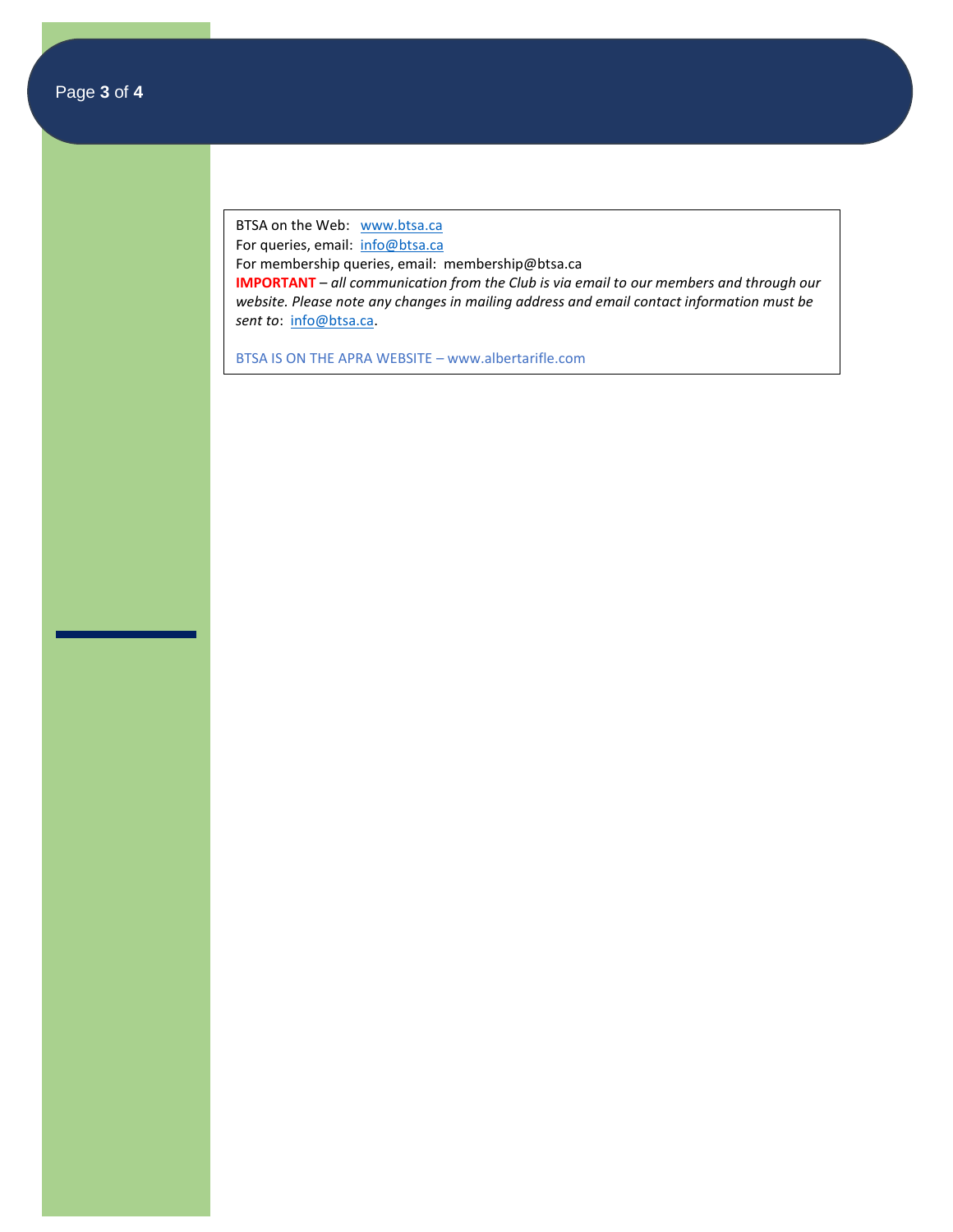BTSA on the Web: [www.btsa.ca](http://www.btsa.ca)
For queries, email: [info@btsa.ca](mailto:info@btsa.ca)
For membership queries, email: membership@btsa.ca
**IMPORTANT** – *all communication from the Club is via email to our members and through our website. Please note any changes in mailing address and email contact information must be sent to*: [info@btsa.ca](mailto:info@btsa.ca).

BTSA IS ON THE APRA WEBSITE – www.albertarifle.com